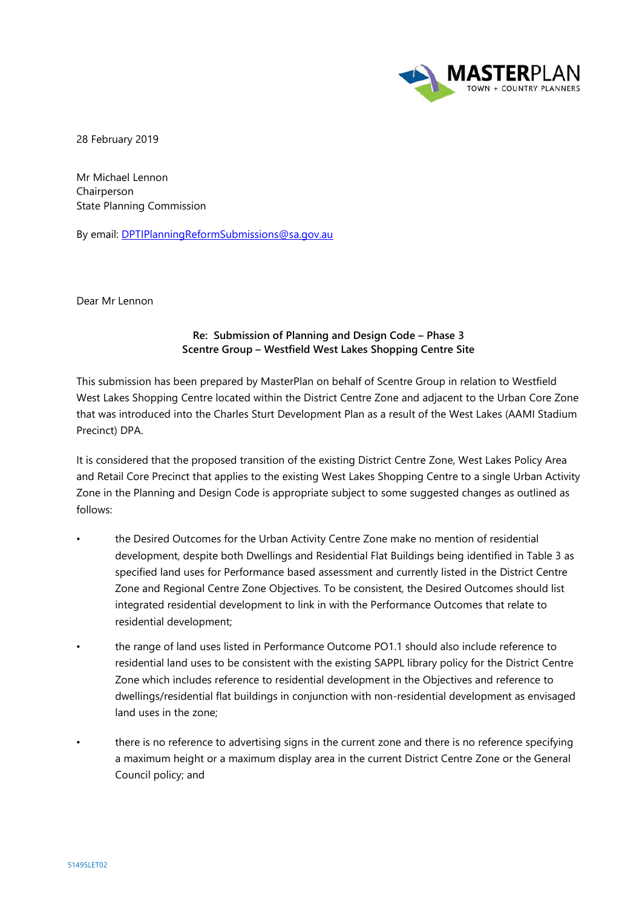28 February 2019

Mr Michael Lennon
Chairperson
State Planning Commission

By email: DPTIPlanningReformSubmissions@sa.gov.au

Dear Mr Lennon

**Re: Submission of Planning and Design Code – Phase 3**
**Scentre Group – Westfield West Lakes Shopping Centre Site**

This submission has been prepared by MasterPlan on behalf of Scentre Group in relation to Westfield West Lakes Shopping Centre located within the District Centre Zone and adjacent to the Urban Core Zone that was introduced into the Charles Sturt Development Plan as a result of the West Lakes (AAMI Stadium Precinct) DPA.

It is considered that the proposed transition of the existing District Centre Zone, West Lakes Policy Area and Retail Core Precinct that applies to the existing West Lakes Shopping Centre to a single Urban Activity Zone in the Planning and Design Code is appropriate subject to some suggested changes as outlined as follows:

- the Desired Outcomes for the Urban Activity Centre Zone make no mention of residential development, despite both Dwellings and Residential Flat Buildings being identified in Table 3 as specified land uses for Performance based assessment and currently listed in the District Centre Zone and Regional Centre Zone Objectives. To be consistent, the Desired Outcomes should list integrated residential development to link in with the Performance Outcomes that relate to residential development;
- the range of land uses listed in Performance Outcome PO1.1 should also include reference to residential land uses to be consistent with the existing SAPPL library policy for the District Centre Zone which includes reference to residential development in the Objectives and reference to dwellings/residential flat buildings in conjunction with non-residential development as envisaged land uses in the zone;
- there is no reference to advertising signs in the current zone and there is no reference specifying a maximum height or a maximum display area in the current District Centre Zone or the General Council policy; and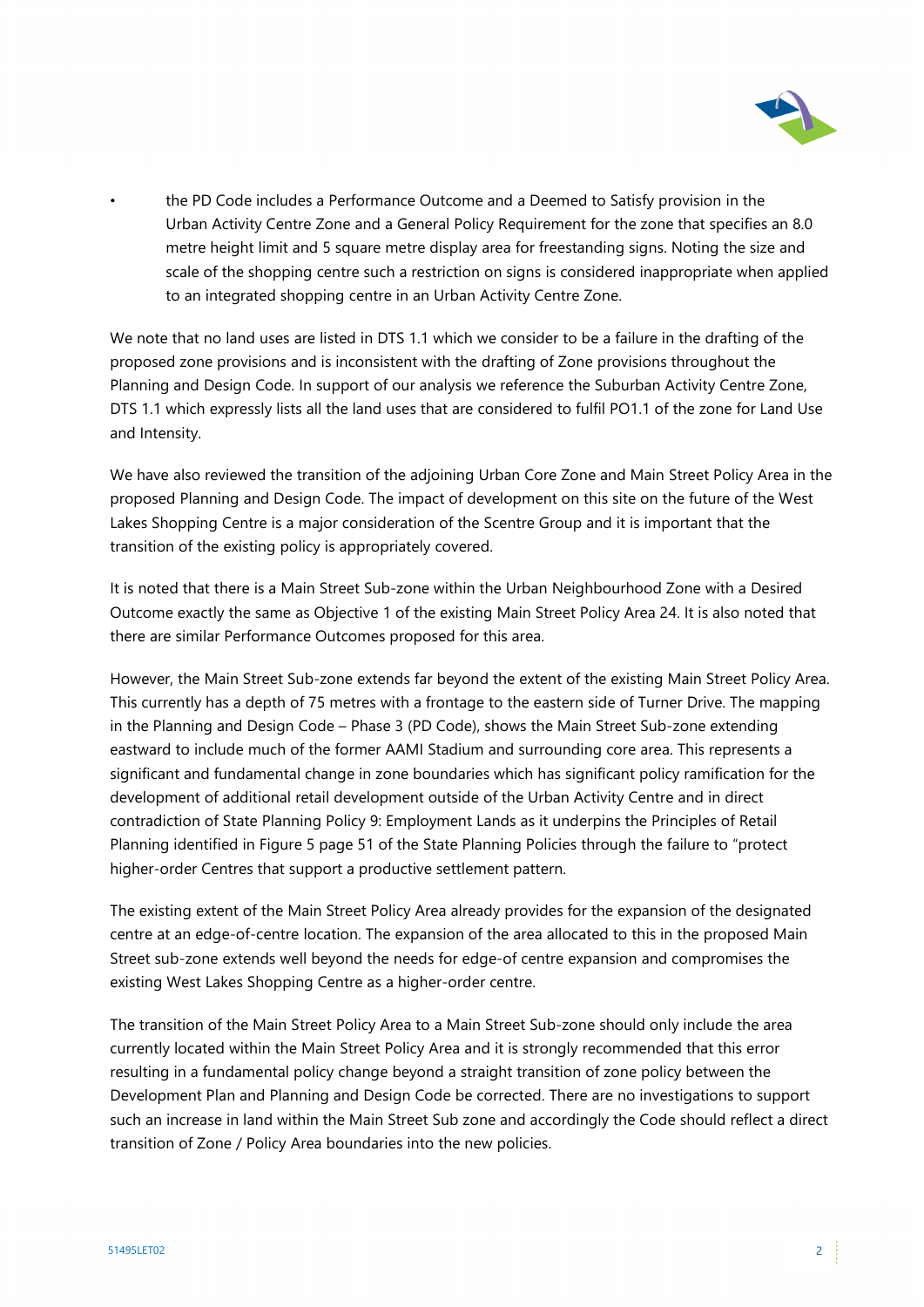- the PD Code includes a Performance Outcome and a Deemed to Satisfy provision in the Urban Activity Centre Zone and a General Policy Requirement for the zone that specifies an 8.0 metre height limit and 5 square metre display area for freestanding signs. Noting the size and scale of the shopping centre such a restriction on signs is considered inappropriate when applied to an integrated shopping centre in an Urban Activity Centre Zone.

We note that no land uses are listed in DTS 1.1 which we consider to be a failure in the drafting of the proposed zone provisions and is inconsistent with the drafting of Zone provisions throughout the Planning and Design Code. In support of our analysis we reference the Suburban Activity Centre Zone, DTS 1.1 which expressly lists all the land uses that are considered to fulfil PO1.1 of the zone for Land Use and Intensity.

We have also reviewed the transition of the adjoining Urban Core Zone and Main Street Policy Area in the proposed Planning and Design Code. The impact of development on this site on the future of the West Lakes Shopping Centre is a major consideration of the Scentre Group and it is important that the transition of the existing policy is appropriately covered.

It is noted that there is a Main Street Sub-zone within the Urban Neighbourhood Zone with a Desired Outcome exactly the same as Objective 1 of the existing Main Street Policy Area 24. It is also noted that there are similar Performance Outcomes proposed for this area.

However, the Main Street Sub-zone extends far beyond the extent of the existing Main Street Policy Area. This currently has a depth of 75 metres with a frontage to the eastern side of Turner Drive. The mapping in the Planning and Design Code – Phase 3 (PD Code), shows the Main Street Sub-zone extending eastward to include much of the former AAMI Stadium and surrounding core area. This represents a significant and fundamental change in zone boundaries which has significant policy ramification for the development of additional retail development outside of the Urban Activity Centre and in direct contradiction of State Planning Policy 9: Employment Lands as it underpins the Principles of Retail Planning identified in Figure 5 page 51 of the State Planning Policies through the failure to "protect higher-order Centres that support a productive settlement pattern.

The existing extent of the Main Street Policy Area already provides for the expansion of the designated centre at an edge-of-centre location. The expansion of the area allocated to this in the proposed Main Street sub-zone extends well beyond the needs for edge-of centre expansion and compromises the existing West Lakes Shopping Centre as a higher-order centre.

The transition of the Main Street Policy Area to a Main Street Sub-zone should only include the area currently located within the Main Street Policy Area and it is strongly recommended that this error resulting in a fundamental policy change beyond a straight transition of zone policy between the Development Plan and Planning and Design Code be corrected. There are no investigations to support such an increase in land within the Main Street Sub zone and accordingly the Code should reflect a direct transition of Zone / Policy Area boundaries into the new policies.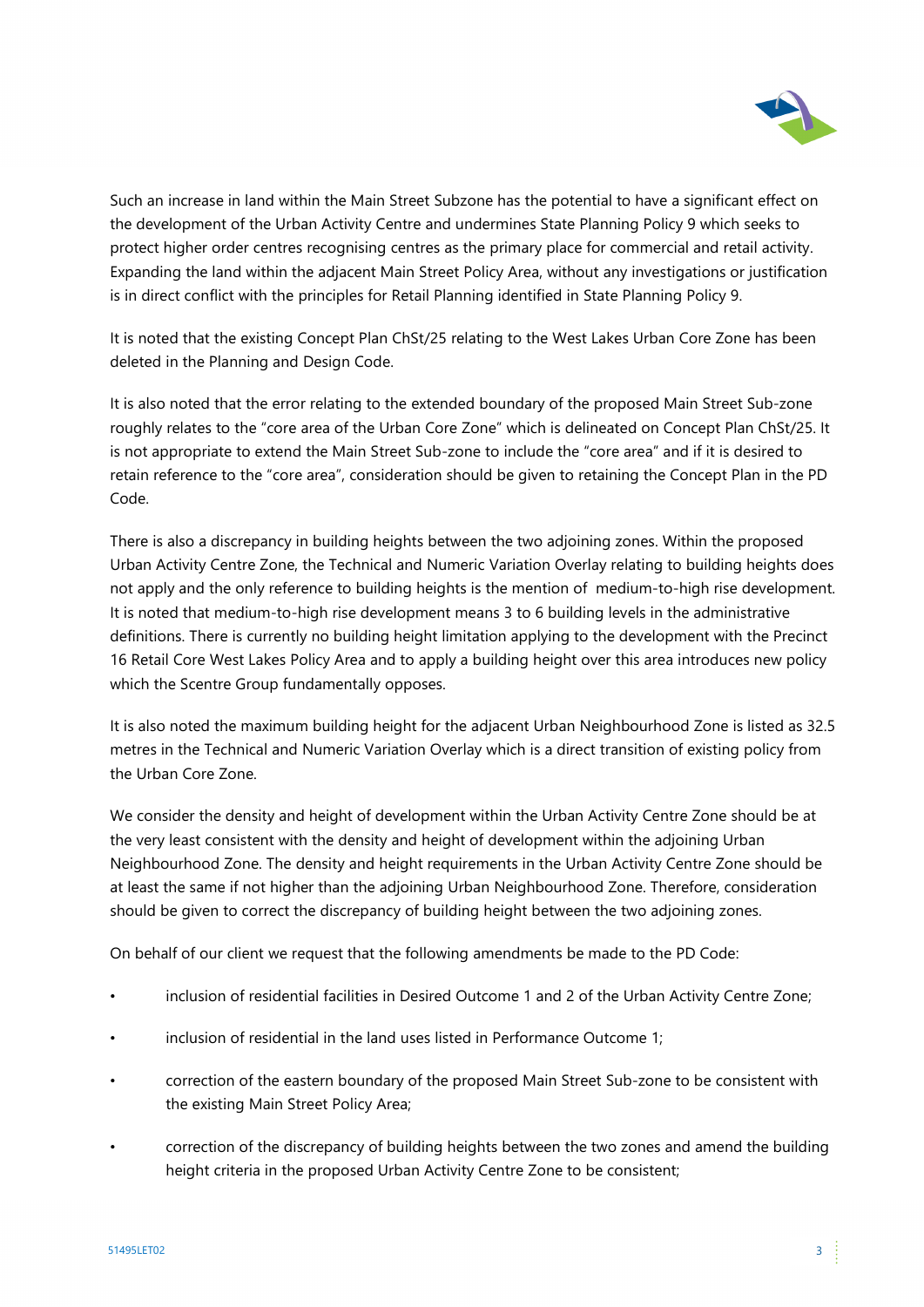Such an increase in land within the Main Street Subzone has the potential to have a significant effect on the development of the Urban Activity Centre and undermines State Planning Policy 9 which seeks to protect higher order centres recognising centres as the primary place for commercial and retail activity. Expanding the land within the adjacent Main Street Policy Area, without any investigations or justification is in direct conflict with the principles for Retail Planning identified in State Planning Policy 9.

It is noted that the existing Concept Plan ChSt/25 relating to the West Lakes Urban Core Zone has been deleted in the Planning and Design Code.

It is also noted that the error relating to the extended boundary of the proposed Main Street Sub-zone roughly relates to the "core area of the Urban Core Zone" which is delineated on Concept Plan ChSt/25. It is not appropriate to extend the Main Street Sub-zone to include the "core area" and if it is desired to retain reference to the "core area", consideration should be given to retaining the Concept Plan in the PD Code.

There is also a discrepancy in building heights between the two adjoining zones. Within the proposed Urban Activity Centre Zone, the Technical and Numeric Variation Overlay relating to building heights does not apply and the only reference to building heights is the mention of medium-to-high rise development. It is noted that medium-to-high rise development means 3 to 6 building levels in the administrative definitions. There is currently no building height limitation applying to the development with the Precinct 16 Retail Core West Lakes Policy Area and to apply a building height over this area introduces new policy which the Scentre Group fundamentally opposes.

It is also noted the maximum building height for the adjacent Urban Neighbourhood Zone is listed as 32.5 metres in the Technical and Numeric Variation Overlay which is a direct transition of existing policy from the Urban Core Zone.

We consider the density and height of development within the Urban Activity Centre Zone should be at the very least consistent with the density and height of development within the adjoining Urban Neighbourhood Zone. The density and height requirements in the Urban Activity Centre Zone should be at least the same if not higher than the adjoining Urban Neighbourhood Zone. Therefore, consideration should be given to correct the discrepancy of building height between the two adjoining zones.

On behalf of our client we request that the following amendments be made to the PD Code:

- inclusion of residential facilities in Desired Outcome 1 and 2 of the Urban Activity Centre Zone;
- inclusion of residential in the land uses listed in Performance Outcome 1;
- correction of the eastern boundary of the proposed Main Street Sub-zone to be consistent with the existing Main Street Policy Area;
- correction of the discrepancy of building heights between the two zones and amend the building height criteria in the proposed Urban Activity Centre Zone to be consistent;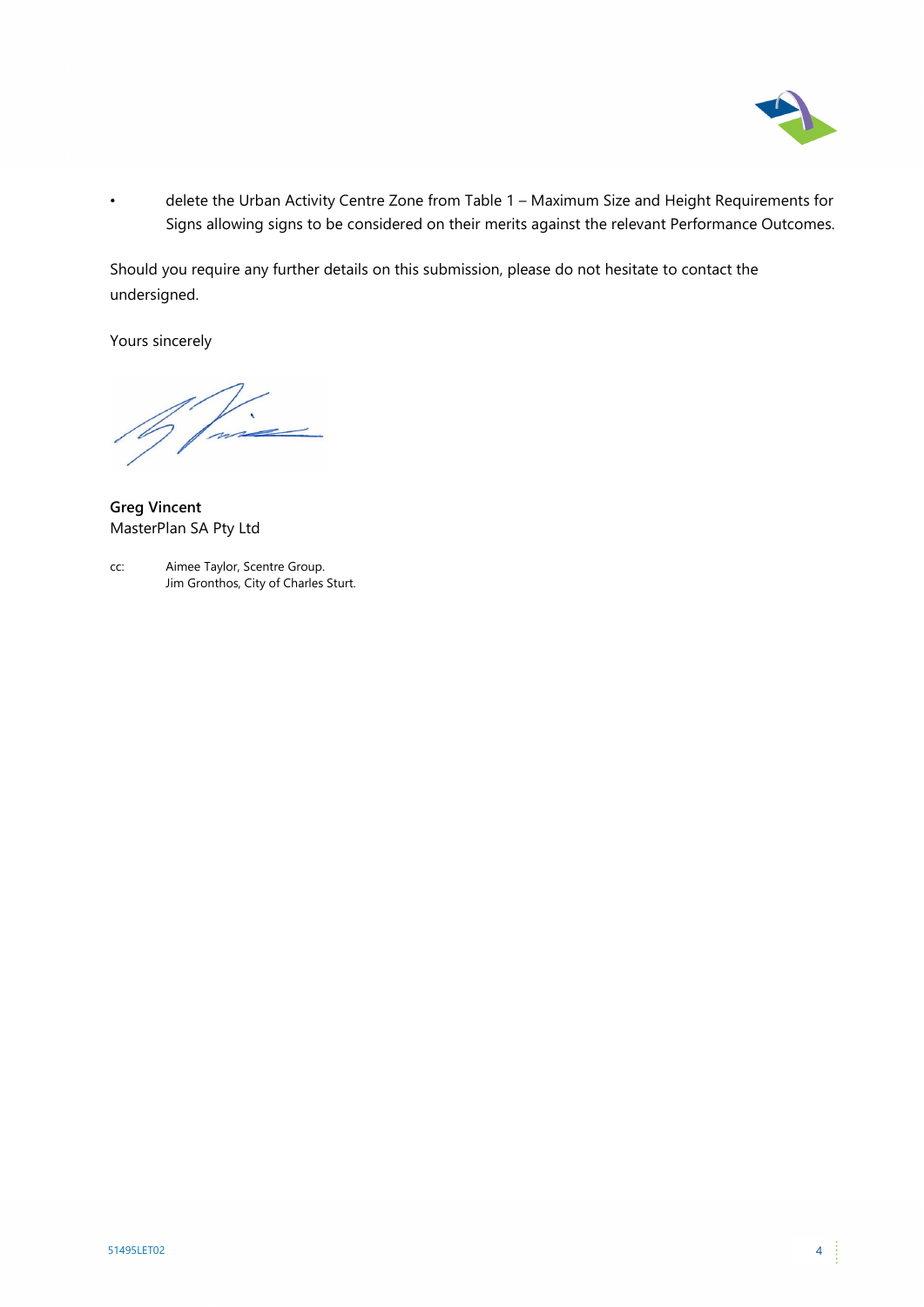- delete the Urban Activity Centre Zone from Table 1 – Maximum Size and Height Requirements for Signs allowing signs to be considered on their merits against the relevant Performance Outcomes.

Should you require any further details on this submission, please do not hesitate to contact the undersigned.

Yours sincerely

**Greg Vincent**
MasterPlan SA Pty Ltd

cc: Aimee Taylor, Scentre Group.
Jim Gronthos, City of Charles Sturt.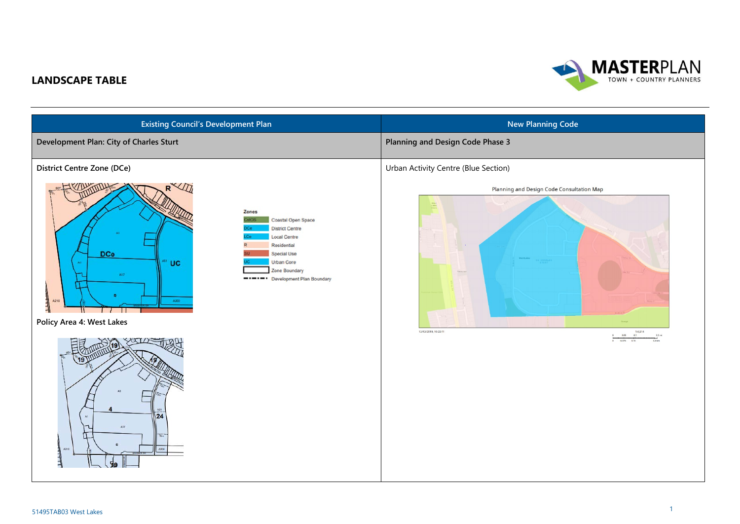## LANDSCAPE TABLE

| Existing Council's Development Plan | New Planning Code |
|---|---|
| **Development Plan: City of Charles Sturt** | **Planning and Design Code Phase 3** |
| **District Centre Zone (DCe)**<br><br>Zones<br>CstOS Coastal Open Space<br>DCe District Centre<br>LCe Local Centre<br>R Residential<br>SU Special Use<br>UC Urban Core<br>Zone Boundary<br>Development Plan Boundary<br><br>**Policy Area 4: West Lakes** | Urban Activity Centre (Blue Section)<br><br>Planning and Design Code Consultation Map |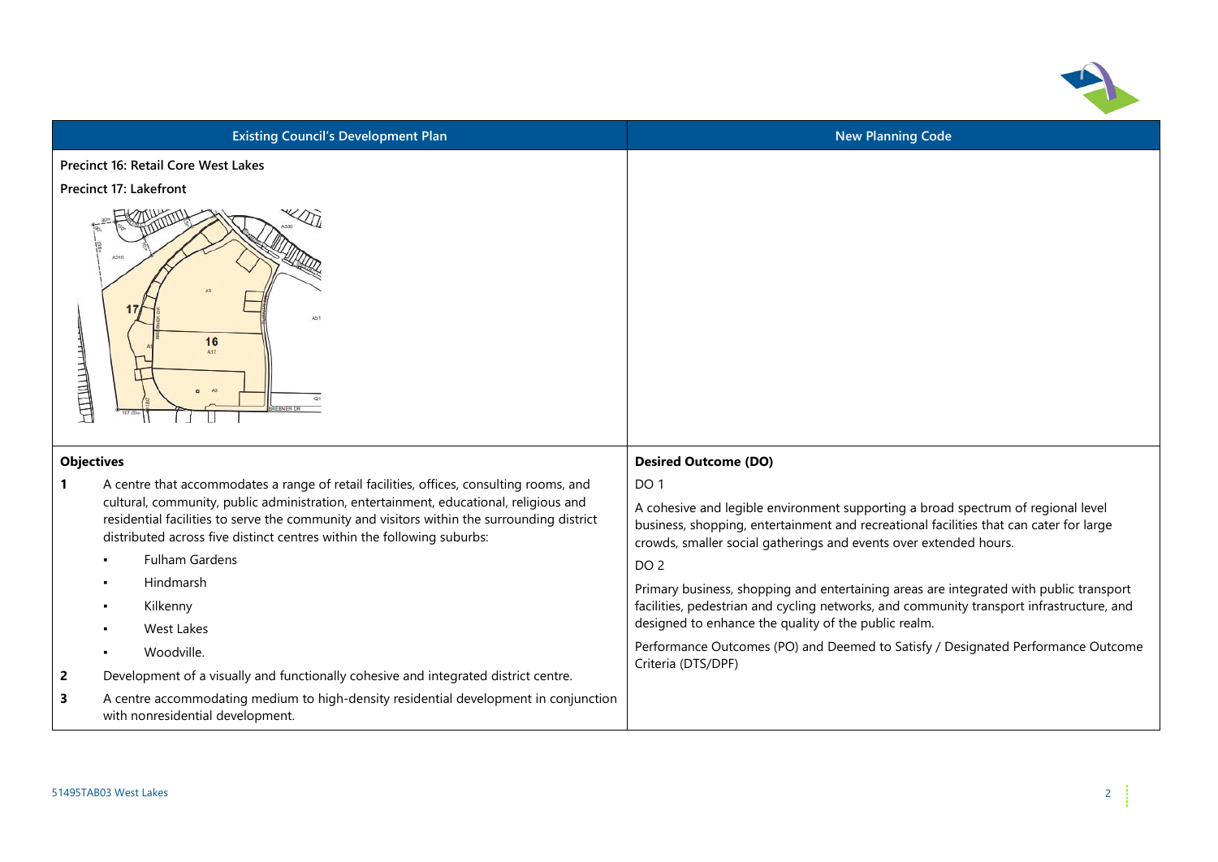| Existing Council's Development Plan | New Planning Code |
|---|---|
| **Precinct 16: Retail Core West Lakes**<br>**Precinct 17: Lakefront** | |
| **Objectives**<br>**1** A centre that accommodates a range of retail facilities, offices, consulting rooms, and cultural, community, public administration, entertainment, educational, religious and residential facilities to serve the community and visitors within the surrounding district distributed across five distinct centres within the following suburbs:<br>▪ Fulham Gardens<br>▪ Hindmarsh<br>▪ Kilkenny<br>▪ West Lakes<br>▪ Woodville.<br>**2** Development of a visually and functionally cohesive and integrated district centre.<br>**3** A centre accommodating medium to high-density residential development in conjunction with nonresidential development. | **Desired Outcome (DO)**<br>DO 1<br>A cohesive and legible environment supporting a broad spectrum of regional level business, shopping, entertainment and recreational facilities that can cater for large crowds, smaller social gatherings and events over extended hours.<br>DO 2<br>Primary business, shopping and entertaining areas are integrated with public transport facilities, pedestrian and cycling networks, and community transport infrastructure, and designed to enhance the quality of the public realm.<br>Performance Outcomes (PO) and Deemed to Satisfy / Designated Performance Outcome Criteria (DTS/DPF) |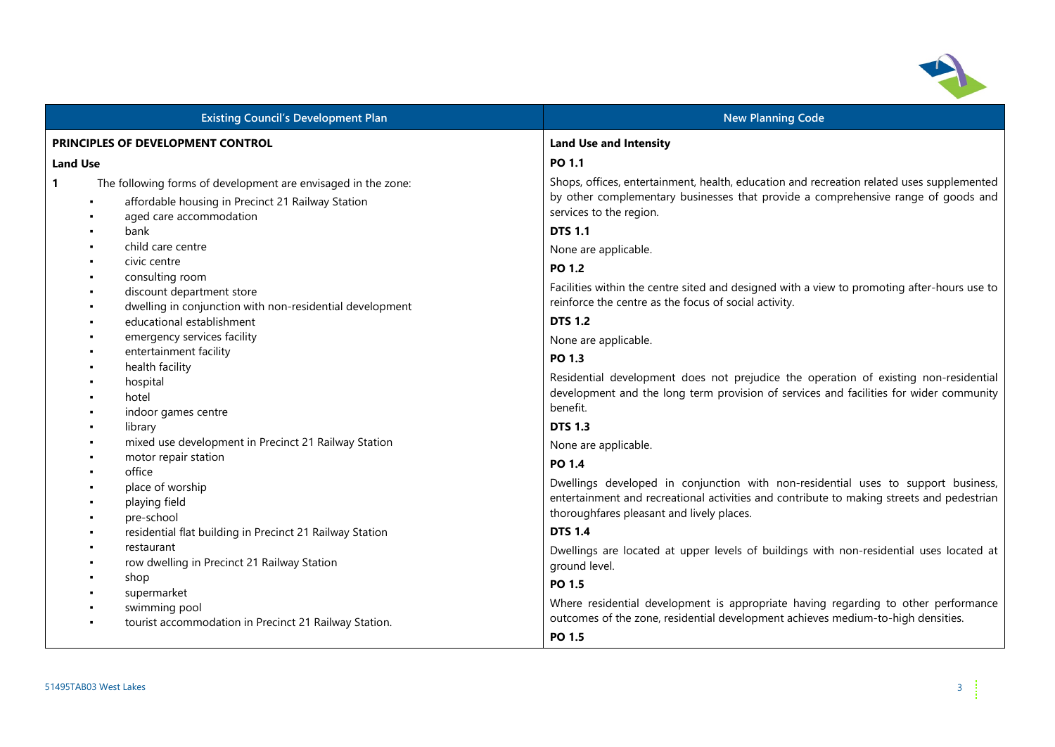| Existing Council's Development Plan | New Planning Code |
|---|---|
| **PRINCIPLES OF DEVELOPMENT CONTROL**<br><br>**Land Use**<br><br>**1** The following forms of development are envisaged in the zone:<br>• affordable housing in Precinct 21 Railway Station<br>• aged care accommodation<br>• bank<br>• child care centre<br>• civic centre<br>• consulting room<br>• discount department store<br>• dwelling in conjunction with non-residential development<br>• educational establishment<br>• emergency services facility<br>• entertainment facility<br>• health facility<br>• hospital<br>• hotel<br>• indoor games centre<br>• library<br>• mixed use development in Precinct 21 Railway Station<br>• motor repair station<br>• office<br>• place of worship<br>• playing field<br>• pre-school<br>• residential flat building in Precinct 21 Railway Station<br>• restaurant<br>• row dwelling in Precinct 21 Railway Station<br>• shop<br>• supermarket<br>• swimming pool<br>• tourist accommodation in Precinct 21 Railway Station. | **Land Use and Intensity**<br><br>**PO 1.1**<br><br>Shops, offices, entertainment, health, education and recreation related uses supplemented by other complementary businesses that provide a comprehensive range of goods and services to the region.<br><br>**DTS 1.1**<br><br>None are applicable.<br><br>**PO 1.2**<br><br>Facilities within the centre sited and designed with a view to promoting after-hours use to reinforce the centre as the focus of social activity.<br><br>**DTS 1.2**<br><br>None are applicable.<br><br>**PO 1.3**<br><br>Residential development does not prejudice the operation of existing non-residential development and the long term provision of services and facilities for wider community benefit.<br><br>**DTS 1.3**<br><br>None are applicable.<br><br>**PO 1.4**<br><br>Dwellings developed in conjunction with non-residential uses to support business, entertainment and recreational activities and contribute to making streets and pedestrian thoroughfares pleasant and lively places.<br><br>**DTS 1.4**<br><br>Dwellings are located at upper levels of buildings with non-residential uses located at ground level.<br><br>**PO 1.5**<br><br>Where residential development is appropriate having regarding to other performance outcomes of the zone, residential development achieves medium-to-high densities.<br><br>**PO 1.5** |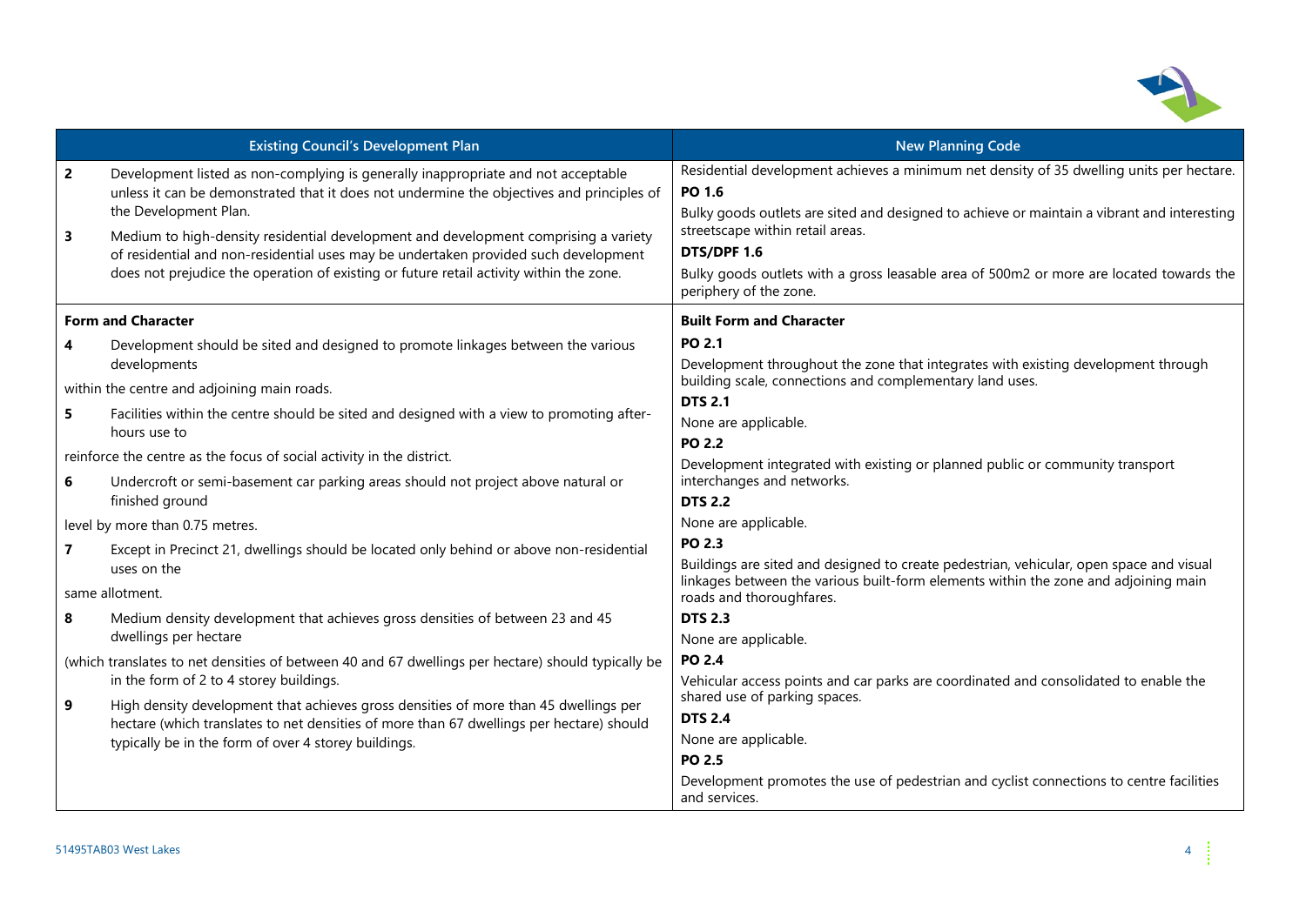| Existing Council's Development Plan | New Planning Code |
|---|---|
| **2** Development listed as non-complying is generally inappropriate and not acceptable unless it can be demonstrated that it does not undermine the objectives and principles of the Development Plan.<br><br>**3** Medium to high-density residential development and development comprising a variety of residential and non-residential uses may be undertaken provided such development does not prejudice the operation of existing or future retail activity within the zone. | Residential development achieves a minimum net density of 35 dwelling units per hectare.<br>**PO 1.6**<br>Bulky goods outlets are sited and designed to achieve or maintain a vibrant and interesting streetscape within retail areas.<br>**DTS/DPF 1.6**<br>Bulky goods outlets with a gross leasable area of 500m2 or more are located towards the periphery of the zone. |
| **Form and Character**<br><br>**4** Development should be sited and designed to promote linkages between the various developments<br>within the centre and adjoining main roads.<br><br>**5** Facilities within the centre should be sited and designed with a view to promoting after-hours use to<br>reinforce the centre as the focus of social activity in the district.<br><br>**6** Undercroft or semi-basement car parking areas should not project above natural or finished ground<br>level by more than 0.75 metres.<br><br>**7** Except in Precinct 21, dwellings should be located only behind or above non-residential uses on the<br>same allotment.<br><br>**8** Medium density development that achieves gross densities of between 23 and 45 dwellings per hectare<br>(which translates to net densities of between 40 and 67 dwellings per hectare) should typically be in the form of 2 to 4 storey buildings.<br><br>**9** High density development that achieves gross densities of more than 45 dwellings per hectare (which translates to net densities of more than 67 dwellings per hectare) should typically be in the form of over 4 storey buildings. | **Built Form and Character**<br>**PO 2.1**<br>Development throughout the zone that integrates with existing development through building scale, connections and complementary land uses.<br>**DTS 2.1**<br>None are applicable.<br>**PO 2.2**<br>Development integrated with existing or planned public or community transport interchanges and networks.<br>**DTS 2.2**<br>None are applicable.<br>**PO 2.3**<br>Buildings are sited and designed to create pedestrian, vehicular, open space and visual linkages between the various built-form elements within the zone and adjoining main roads and thoroughfares.<br>**DTS 2.3**<br>None are applicable.<br>**PO 2.4**<br>Vehicular access points and car parks are coordinated and consolidated to enable the shared use of parking spaces.<br>**DTS 2.4**<br>None are applicable.<br>**PO 2.5**<br>Development promotes the use of pedestrian and cyclist connections to centre facilities and services. |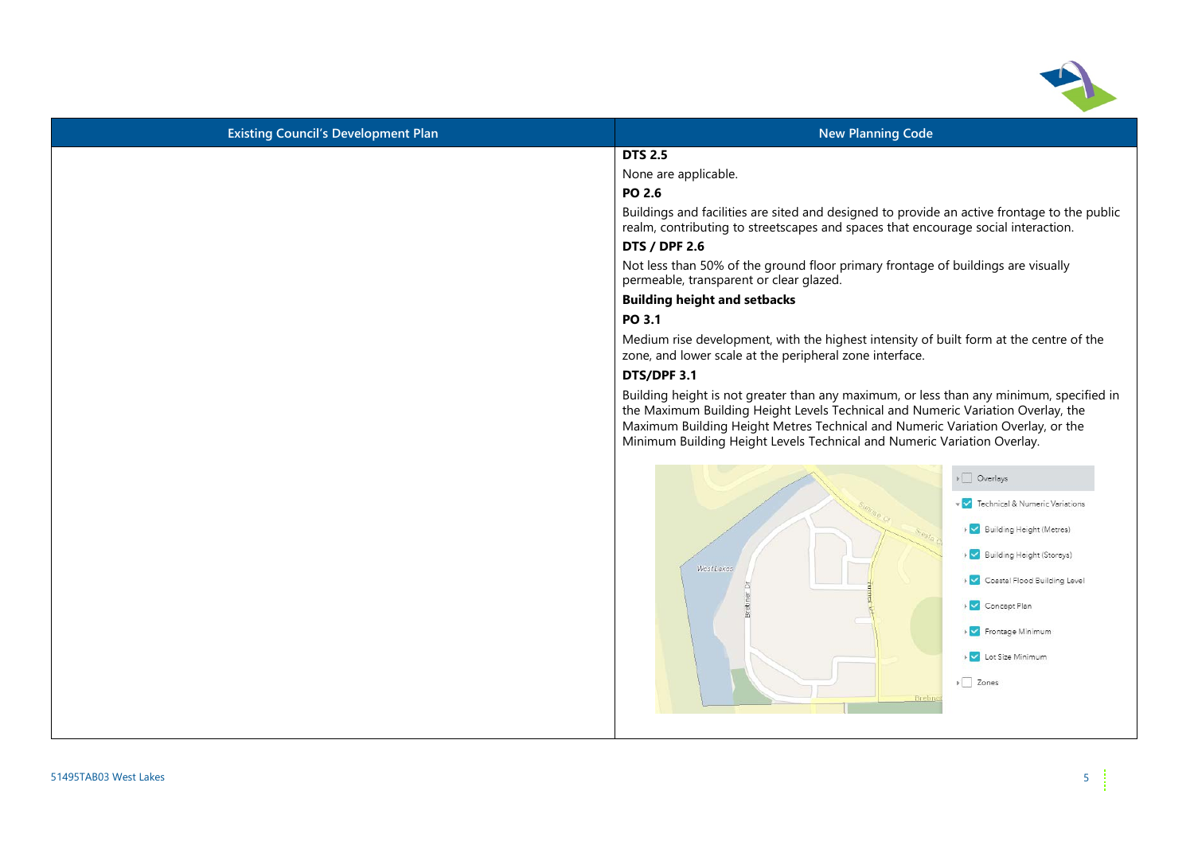| Existing Council's Development Plan | New Planning Code |
| --- | --- |
| | **DTS 2.5**<br>None are applicable.<br>**PO 2.6**<br>Buildings and facilities are sited and designed to provide an active frontage to the public realm, contributing to streetscapes and spaces that encourage social interaction.<br>**DTS / DPF 2.6**<br>Not less than 50% of the ground floor primary frontage of buildings are visually permeable, transparent or clear glazed.<br>**Building height and setbacks**<br>**PO 3.1**<br>Medium rise development, with the highest intensity of built form at the centre of the zone, and lower scale at the peripheral zone interface.<br>**DTS/DPF 3.1**<br>Building height is not greater than any maximum, or less than any minimum, specified in the Maximum Building Height Levels Technical and Numeric Variation Overlay, the Maximum Building Height Metres Technical and Numeric Variation Overlay, or the Minimum Building Height Levels Technical and Numeric Variation Overlay. |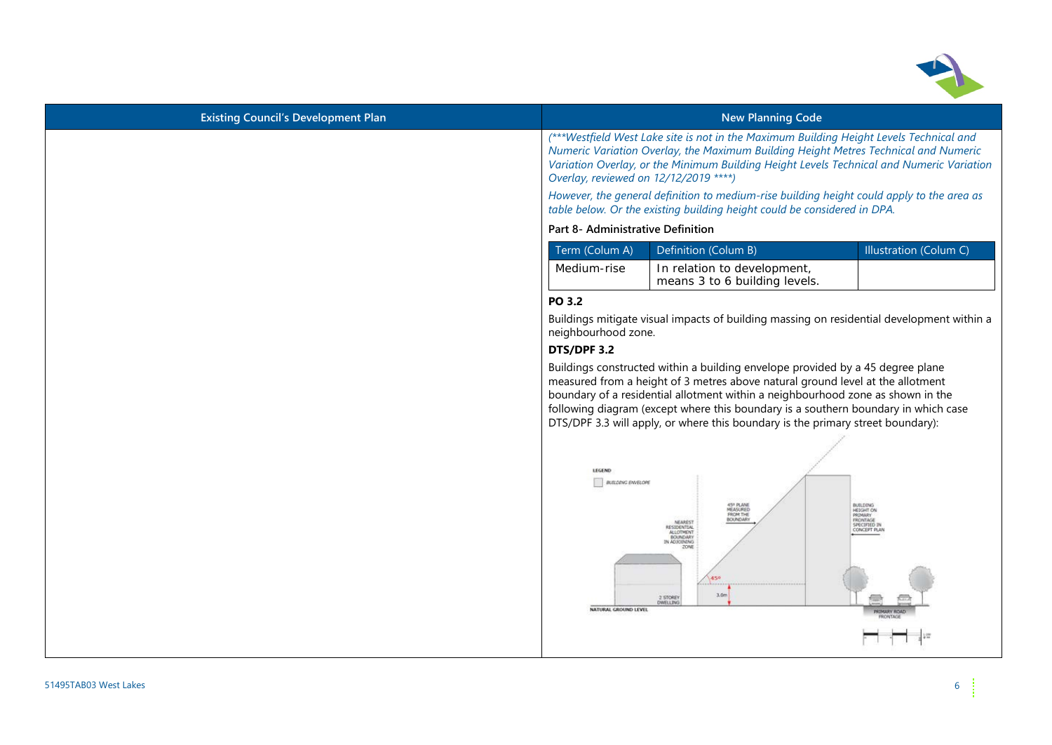| Existing Council's Development Plan | New Planning Code |
|---|---|
| | *(\*\*\*Westfield West Lake site is not in the Maximum Building Height Levels Technical and Numeric Variation Overlay, the Maximum Building Height Metres Technical and Numeric Variation Overlay, or the Minimum Building Height Levels Technical and Numeric Variation Overlay, reviewed on 12/12/2019 \*\*\*\*)* |

*However, the general definition to medium-rise building height could apply to the area as table below. Or the existing building height could be considered in DPA.*

**Part 8- Administrative Definition**

| Term (Colum A) | Definition (Colum B) | Illustration (Colum C) |
|---|---|---|
| Medium-rise | In relation to development, means 3 to 6 building levels. | |

**PO 3.2**

Buildings mitigate visual impacts of building massing on residential development within a neighbourhood zone.

**DTS/DPF 3.2**

Buildings constructed within a building envelope provided by a 45 degree plane measured from a height of 3 metres above natural ground level at the allotment boundary of a residential allotment within a neighbourhood zone as shown in the following diagram (except where this boundary is a southern boundary in which case DTS/DPF 3.3 will apply, or where this boundary is the primary street boundary):

LEGEND

BUILDING ENVELOPE

NEAREST RESIDENTIAL ALLOTMENT BOUNDARY IN ADJOINING ZONE

45º PLANE MEASURED FROM THE BOUNDARY

BUILDING HEIGHT ON PRIMARY FRONTAGE SPECIFIED IN CONCEPT PLAN

45º

3.0m

2 STOREY DWELLING

NATURAL GROUND LEVEL

PRIMARY ROAD FRONTAGE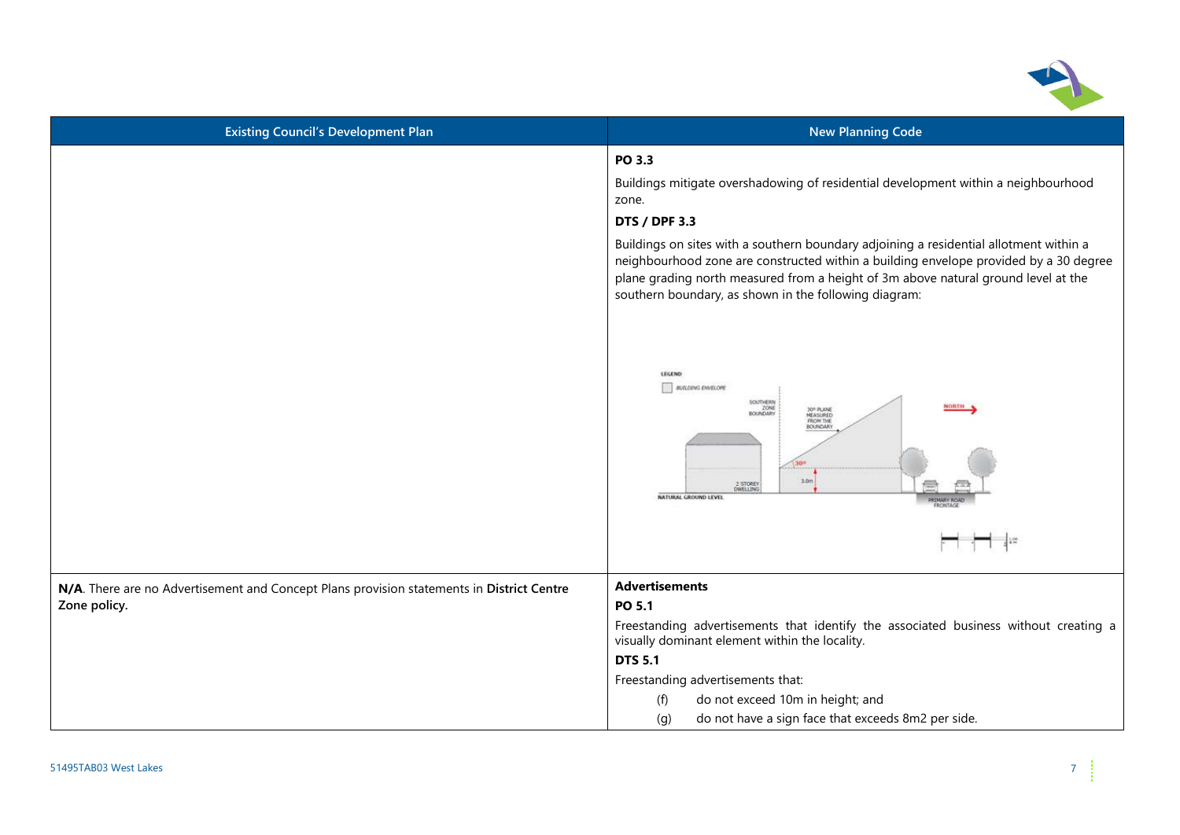| Existing Council's Development Plan | New Planning Code |
| --- | --- |
| | **PO 3.3**<br><br>Buildings mitigate overshadowing of residential development within a neighbourhood zone.<br><br>**DTS / DPF 3.3**<br><br>Buildings on sites with a southern boundary adjoining a residential allotment within a neighbourhood zone are constructed within a building envelope provided by a 30 degree plane grading north measured from a height of 3m above natural ground level at the southern boundary, as shown in the following diagram: |
| **N/A**. There are no Advertisement and Concept Plans provision statements in **District Centre Zone policy.** | **Advertisements**<br><br>**PO 5.1**<br><br>Freestanding advertisements that identify the associated business without creating a visually dominant element within the locality.<br><br>**DTS 5.1**<br><br>Freestanding advertisements that:<br><br>(f) do not exceed 10m in height; and<br><br>(g) do not have a sign face that exceeds 8m2 per side. |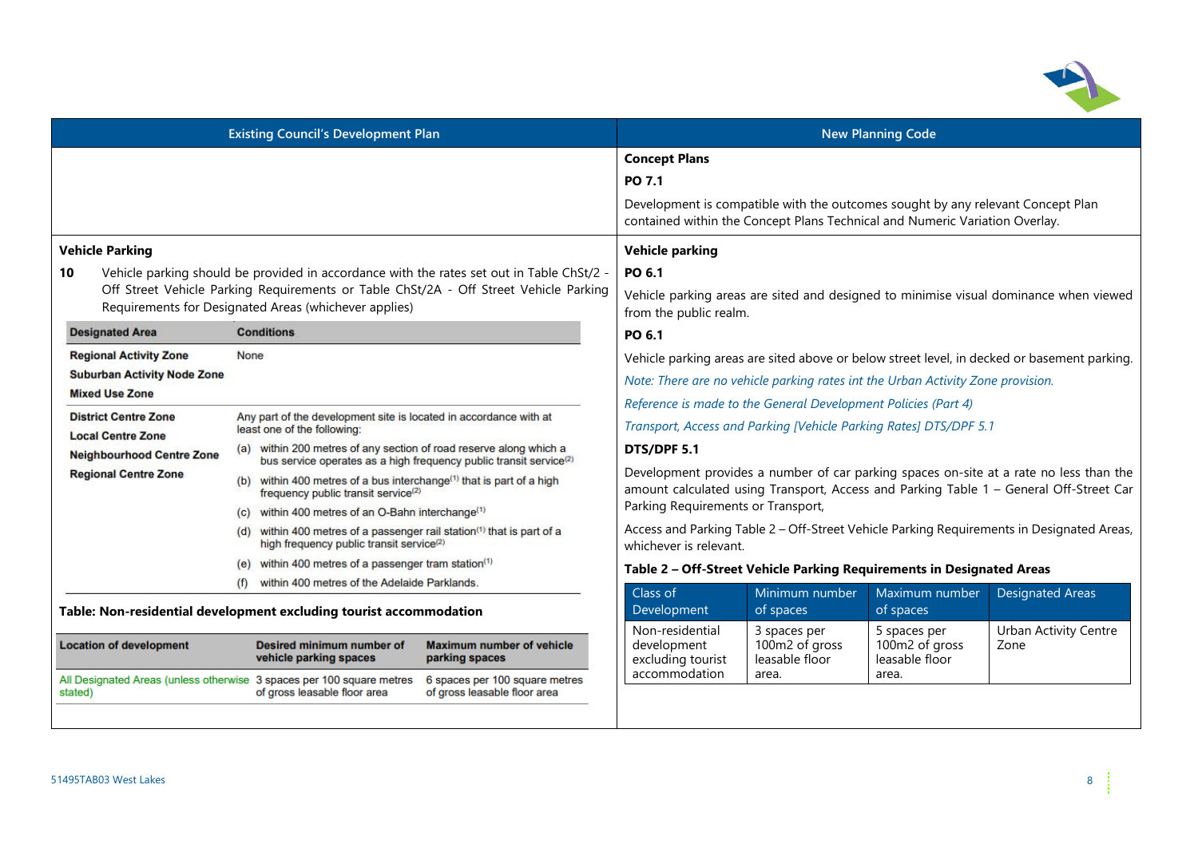| Existing Council's Development Plan | New Planning Code |
|---|---|
| | **Concept Plans**<br>**PO 7.1**<br>Development is compatible with the outcomes sought by any relevant Concept Plan contained within the Concept Plans Technical and Numeric Variation Overlay. |
| **Vehicle Parking**<br>**10** Vehicle parking should be provided in accordance with the rates set out in Table ChSt/2 - Off Street Vehicle Parking Requirements or Table ChSt/2A - Off Street Vehicle Parking Requirements for Designated Areas (whichever applies) | **Vehicle parking**<br>**PO 6.1**<br>Vehicle parking areas are sited and designed to minimise visual dominance when viewed from the public realm.<br>**PO 6.1**<br>Vehicle parking areas are sited above or below street level, in decked or basement parking.<br>*Note: There are no vehicle parking rates int the Urban Activity Zone provision.*<br>*Reference is made to the General Development Policies (Part 4)*<br>*Transport, Access and Parking [Vehicle Parking Rates] DTS/DPF 5.1*<br>**DTS/DPF 5.1**<br>Development provides a number of car parking spaces on-site at a rate no less than the amount calculated using Transport, Access and Parking Table 1 – General Off-Street Car Parking Requirements or Transport,<br>Access and Parking Table 2 – Off-Street Vehicle Parking Requirements in Designated Areas, whichever is relevant. |

| Designated Area | Conditions |
|---|---|
| Regional Activity Zone<br>Suburban Activity Node Zone<br>Mixed Use Zone | None |
| District Centre Zone<br>Local Centre Zone<br>Neighbourhood Centre Zone<br>Regional Centre Zone | Any part of the development site is located in accordance with at least one of the following:<br>(a) within 200 metres of any section of road reserve along which a bus service operates as a high frequency public transit service[2]<br>(b) within 400 metres of a bus interchange[1] that is part of a high frequency public transit service[2]<br>(c) within 400 metres of an O-Bahn interchange[1]<br>(d) within 400 metres of a passenger rail station[1] that is part of a high frequency public transit service[2]<br>(e) within 400 metres of a passenger tram station[1]<br>(f) within 400 metres of the Adelaide Parklands. |

**Table: Non-residential development excluding tourist accommodation**

| Location of development | Desired minimum number of vehicle parking spaces | Maximum number of vehicle parking spaces |
|---|---|---|
| All Designated Areas (unless otherwise stated) | 3 spaces per 100 square metres of gross leasable floor area | 6 spaces per 100 square metres of gross leasable floor area |

**Table 2 – Off-Street Vehicle Parking Requirements in Designated Areas**

| Class of Development | Minimum number of spaces | Maximum number of spaces | Designated Areas |
|---|---|---|---|
| Non-residential development excluding tourist accommodation | 3 spaces per 100m2 of gross leasable floor area. | 5 spaces per 100m2 of gross leasable floor area. | Urban Activity Centre Zone |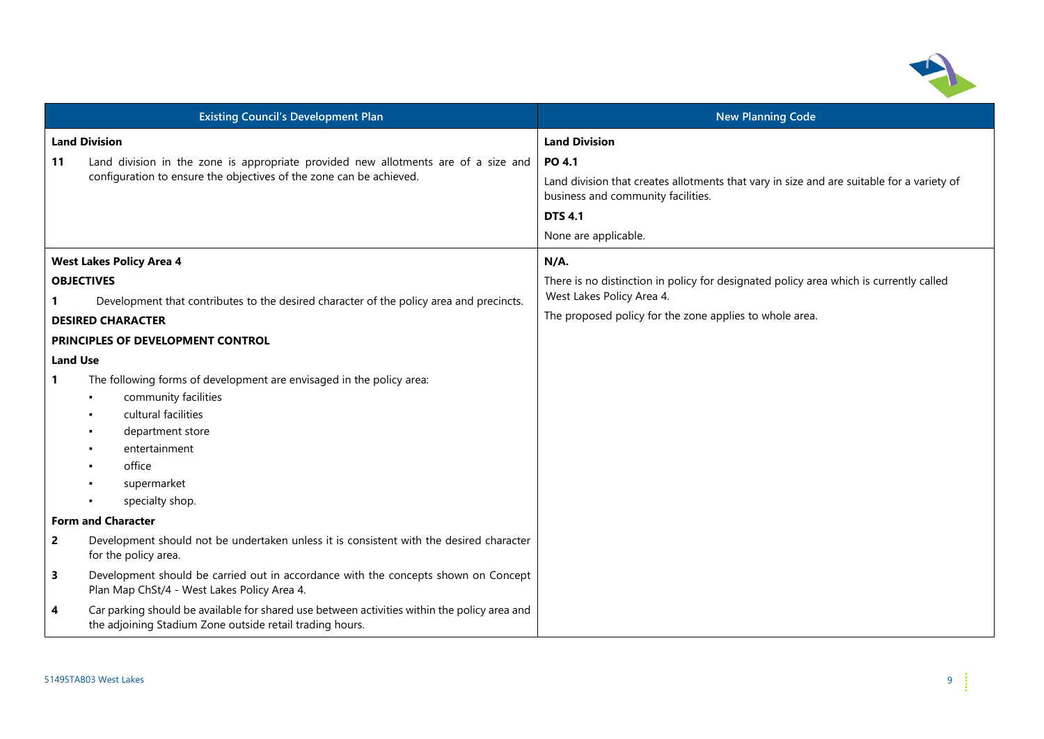| Existing Council's Development Plan | New Planning Code |
|---|---|
| **Land Division**<br><br>**11** Land division in the zone is appropriate provided new allotments are of a size and configuration to ensure the objectives of the zone can be achieved. | **Land Division**<br><br>**PO 4.1**<br><br>Land division that creates allotments that vary in size and are suitable for a variety of business and community facilities.<br><br>**DTS 4.1**<br><br>None are applicable. |
| **West Lakes Policy Area 4**<br><br>**OBJECTIVES**<br><br>**1** Development that contributes to the desired character of the policy area and precincts.<br><br>**DESIRED CHARACTER**<br><br>**PRINCIPLES OF DEVELOPMENT CONTROL**<br><br>**Land Use**<br><br>**1** The following forms of development are envisaged in the policy area:<br>▪ community facilities<br>▪ cultural facilities<br>▪ department store<br>▪ entertainment<br>▪ office<br>▪ supermarket<br>▪ specialty shop.<br><br>**Form and Character**<br><br>**2** Development should not be undertaken unless it is consistent with the desired character for the policy area.<br><br>**3** Development should be carried out in accordance with the concepts shown on Concept Plan Map ChSt/4 - West Lakes Policy Area 4.<br><br>**4** Car parking should be available for shared use between activities within the policy area and the adjoining Stadium Zone outside retail trading hours. | **N/A.**<br><br>There is no distinction in policy for designated policy area which is currently called West Lakes Policy Area 4.<br><br>The proposed policy for the zone applies to whole area. |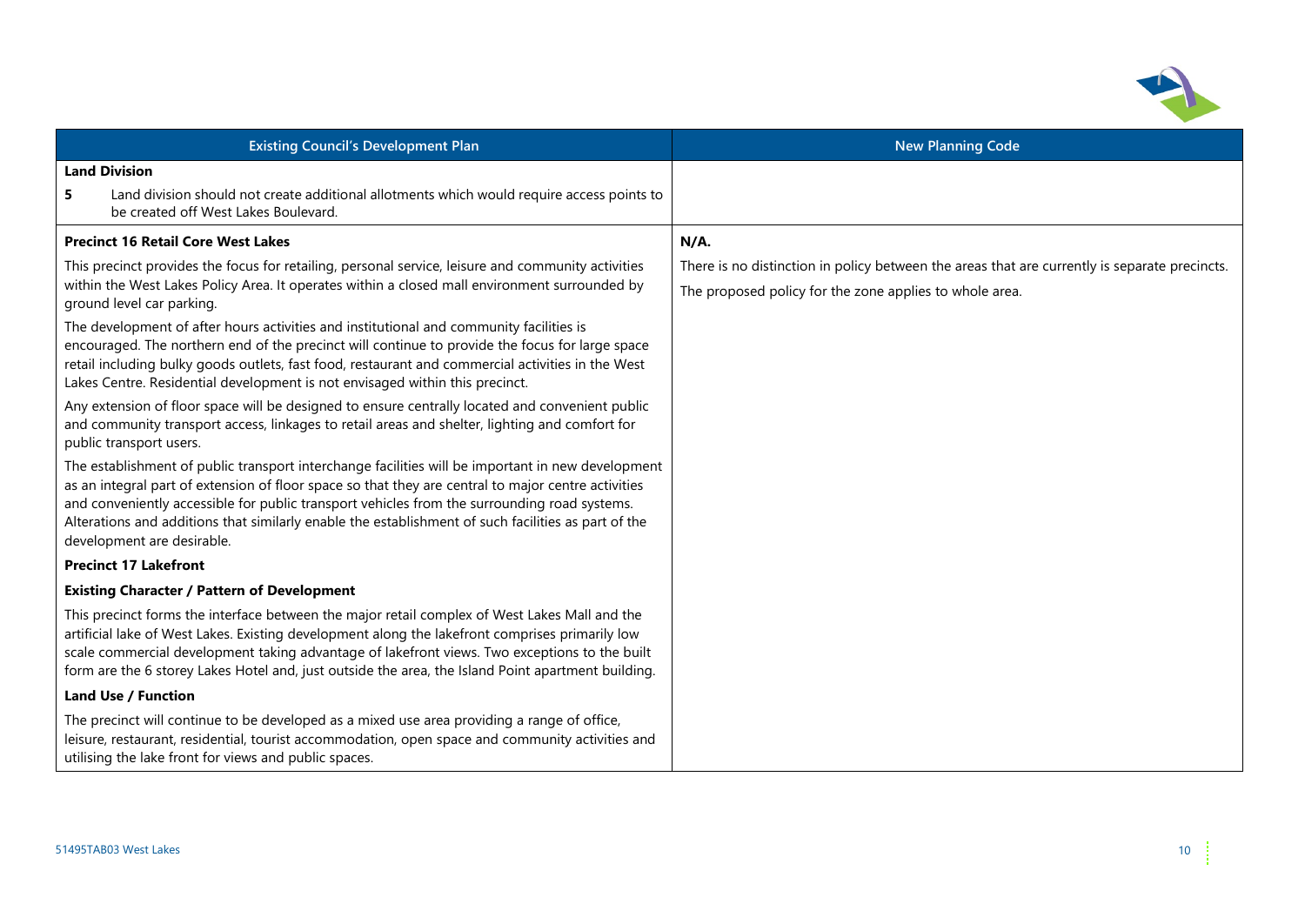| Existing Council's Development Plan | New Planning Code |
|---|---|
| **Land Division**<br><br>**5** Land division should not create additional allotments which would require access points to be created off West Lakes Boulevard. | |
| **Precinct 16 Retail Core West Lakes**<br><br>This precinct provides the focus for retailing, personal service, leisure and community activities within the West Lakes Policy Area. It operates within a closed mall environment surrounded by ground level car parking.<br><br>The development of after hours activities and institutional and community facilities is encouraged. The northern end of the precinct will continue to provide the focus for large space retail including bulky goods outlets, fast food, restaurant and commercial activities in the West Lakes Centre. Residential development is not envisaged within this precinct.<br><br>Any extension of floor space will be designed to ensure centrally located and convenient public and community transport access, linkages to retail areas and shelter, lighting and comfort for public transport users.<br><br>The establishment of public transport interchange facilities will be important in new development as an integral part of extension of floor space so that they are central to major centre activities and conveniently accessible for public transport vehicles from the surrounding road systems. Alterations and additions that similarly enable the establishment of such facilities as part of the development are desirable.<br><br>**Precinct 17 Lakefront**<br><br>**Existing Character / Pattern of Development**<br><br>This precinct forms the interface between the major retail complex of West Lakes Mall and the artificial lake of West Lakes. Existing development along the lakefront comprises primarily low scale commercial development taking advantage of lakefront views. Two exceptions to the built form are the 6 storey Lakes Hotel and, just outside the area, the Island Point apartment building.<br><br>**Land Use / Function**<br><br>The precinct will continue to be developed as a mixed use area providing a range of office, leisure, restaurant, residential, tourist accommodation, open space and community activities and utilising the lake front for views and public spaces. | **N/A.**<br><br>There is no distinction in policy between the areas that are currently is separate precincts.<br><br>The proposed policy for the zone applies to whole area. |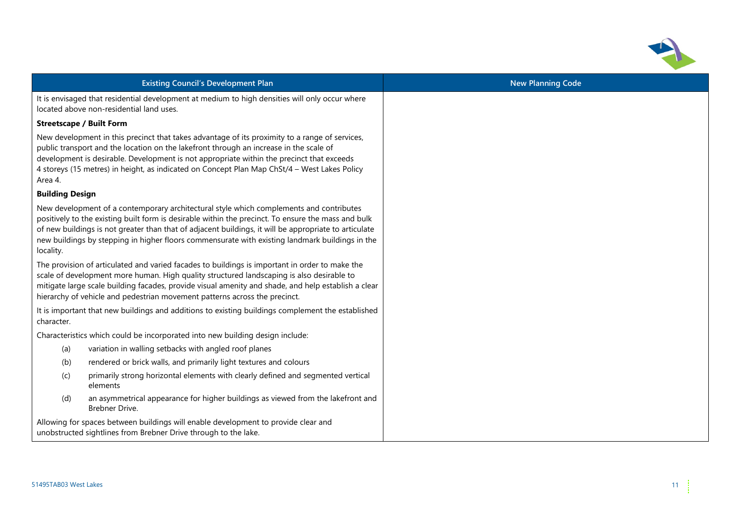| Existing Council's Development Plan | New Planning Code |
|---|---|
| It is envisaged that residential development at medium to high densities will only occur where located above non-residential land uses.<br><br>**Streetscape / Built Form**<br><br>New development in this precinct that takes advantage of its proximity to a range of services, public transport and the location on the lakefront through an increase in the scale of development is desirable. Development is not appropriate within the precinct that exceeds 4 storeys (15 metres) in height, as indicated on Concept Plan Map ChSt/4 – West Lakes Policy Area 4.<br><br>**Building Design**<br><br>New development of a contemporary architectural style which complements and contributes positively to the existing built form is desirable within the precinct. To ensure the mass and bulk of new buildings is not greater than that of adjacent buildings, it will be appropriate to articulate new buildings by stepping in higher floors commensurate with existing landmark buildings in the locality.<br><br>The provision of articulated and varied facades to buildings is important in order to make the scale of development more human. High quality structured landscaping is also desirable to mitigate large scale building facades, provide visual amenity and shade, and help establish a clear hierarchy of vehicle and pedestrian movement patterns across the precinct.<br><br>It is important that new buildings and additions to existing buildings complement the established character.<br><br>Characteristics which could be incorporated into new building design include:<br><br>(a) variation in walling setbacks with angled roof planes<br>(b) rendered or brick walls, and primarily light textures and colours<br>(c) primarily strong horizontal elements with clearly defined and segmented vertical elements<br>(d) an asymmetrical appearance for higher buildings as viewed from the lakefront and Brebner Drive.<br><br>Allowing for spaces between buildings will enable development to provide clear and unobstructed sightlines from Brebner Drive through to the lake. | |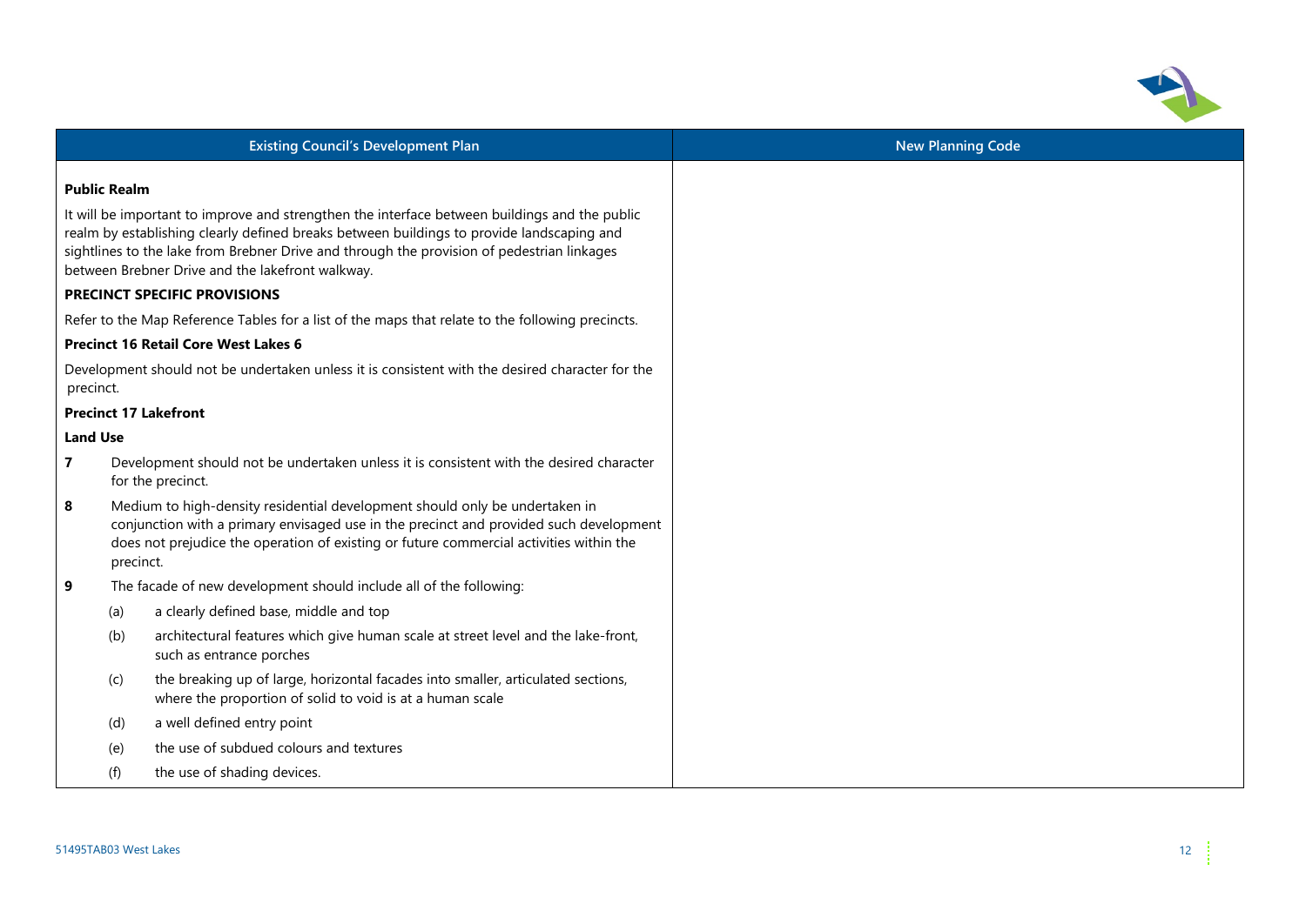| Existing Council's Development Plan | New Planning Code |
|---|---|
| **Public Realm**<br><br>It will be important to improve and strengthen the interface between buildings and the public realm by establishing clearly defined breaks between buildings to provide landscaping and sightlines to the lake from Brebner Drive and through the provision of pedestrian linkages between Brebner Drive and the lakefront walkway.<br><br>**PRECINCT SPECIFIC PROVISIONS**<br><br>Refer to the Map Reference Tables for a list of the maps that relate to the following precincts.<br><br>**Precinct 16 Retail Core West Lakes 6**<br><br>Development should not be undertaken unless it is consistent with the desired character for the precinct.<br><br>**Precinct 17 Lakefront**<br><br>**Land Use**<br><br>**7** Development should not be undertaken unless it is consistent with the desired character for the precinct.<br><br>**8** Medium to high-density residential development should only be undertaken in conjunction with a primary envisaged use in the precinct and provided such development does not prejudice the operation of existing or future commercial activities within the precinct.<br><br>**9** The facade of new development should include all of the following:<br>(a) a clearly defined base, middle and top<br>(b) architectural features which give human scale at street level and the lake-front, such as entrance porches<br>(c) the breaking up of large, horizontal facades into smaller, articulated sections, where the proportion of solid to void is at a human scale<br>(d) a well defined entry point<br>(e) the use of subdued colours and textures<br>(f) the use of shading devices. | |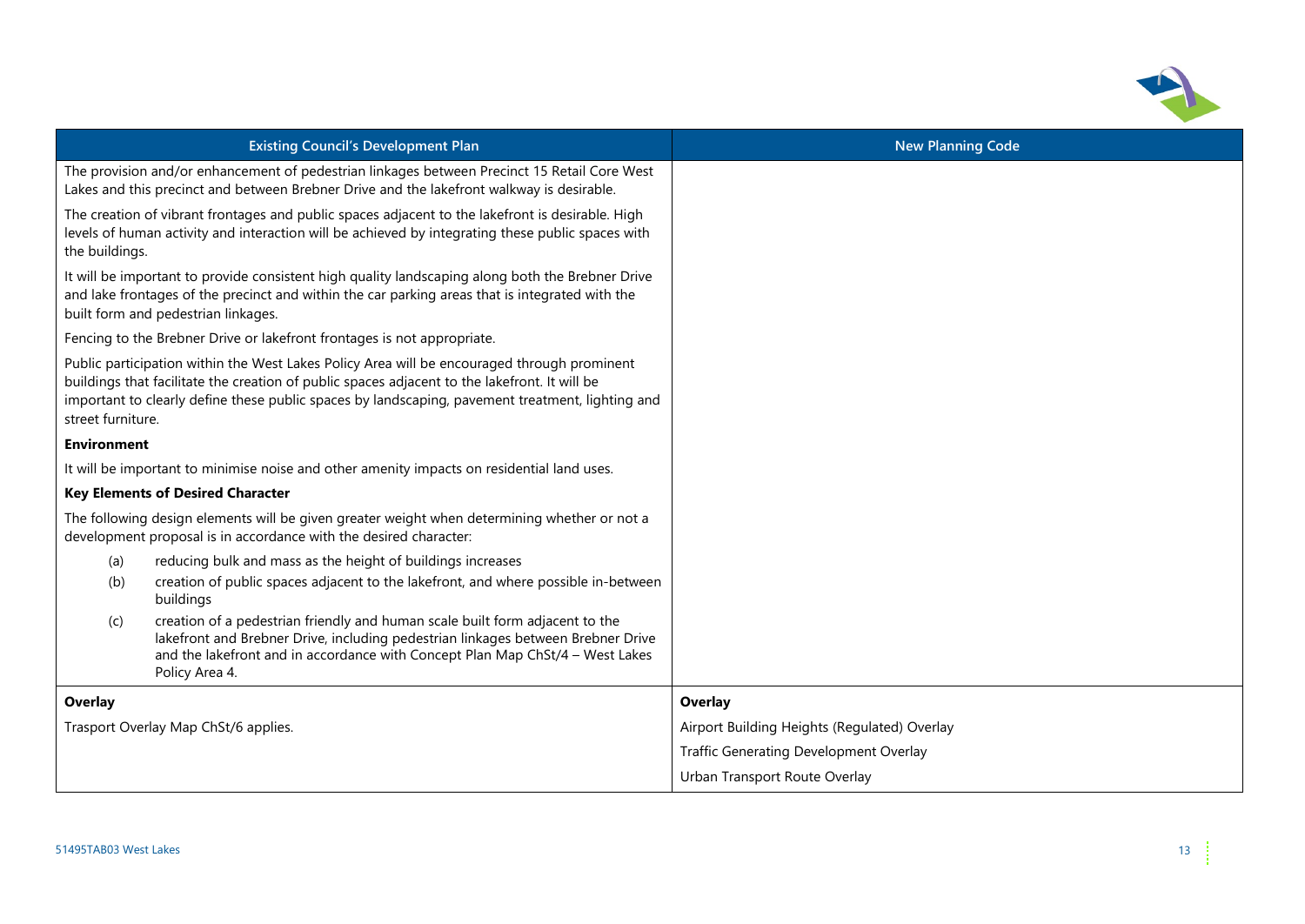| Existing Council's Development Plan | New Planning Code |
|---|---|
| The provision and/or enhancement of pedestrian linkages between Precinct 15 Retail Core West Lakes and this precinct and between Brebner Drive and the lakefront walkway is desirable.<br><br>The creation of vibrant frontages and public spaces adjacent to the lakefront is desirable. High levels of human activity and interaction will be achieved by integrating these public spaces with the buildings.<br><br>It will be important to provide consistent high quality landscaping along both the Brebner Drive and lake frontages of the precinct and within the car parking areas that is integrated with the built form and pedestrian linkages.<br><br>Fencing to the Brebner Drive or lakefront frontages is not appropriate.<br><br>Public participation within the West Lakes Policy Area will be encouraged through prominent buildings that facilitate the creation of public spaces adjacent to the lakefront. It will be important to clearly define these public spaces by landscaping, pavement treatment, lighting and street furniture.<br><br>**Environment**<br><br>It will be important to minimise noise and other amenity impacts on residential land uses.<br><br>**Key Elements of Desired Character**<br><br>The following design elements will be given greater weight when determining whether or not a development proposal is in accordance with the desired character:<br><br>(a) reducing bulk and mass as the height of buildings increases<br>(b) creation of public spaces adjacent to the lakefront, and where possible in-between buildings<br>(c) creation of a pedestrian friendly and human scale built form adjacent to the lakefront and Brebner Drive, including pedestrian linkages between Brebner Drive and the lakefront and in accordance with Concept Plan Map ChSt/4 – West Lakes Policy Area 4. | |
| **Overlay** | **Overlay** |
| Trasport Overlay Map ChSt/6 applies. | Airport Building Heights (Regulated) Overlay<br><br>Traffic Generating Development Overlay<br><br>Urban Transport Route Overlay |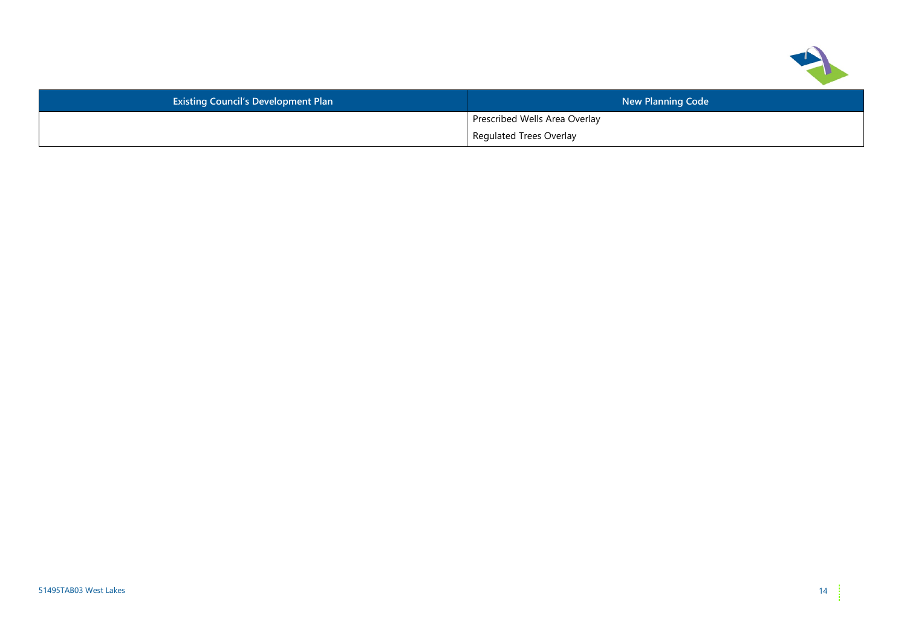| Existing Council's Development Plan | New Planning Code |
|---|---|
| | Prescribed Wells Area Overlay |
| | Regulated Trees Overlay |